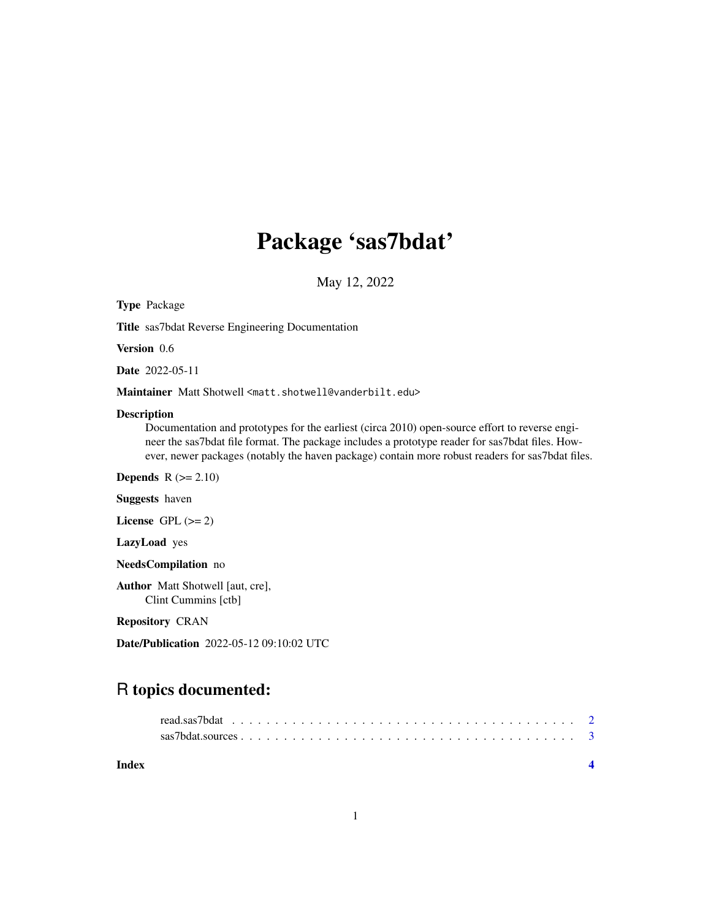# Package 'sas7bdat'

May 12, 2022

**Type** Package

**Title** sas7bdat Reverse Engineering Documentation

**Version** 0.6

**Date** 2022-05-11

**Maintainer** Matt Shotwell <matt.shotwell@vanderbilt.edu>

**Description**
Documentation and prototypes for the earliest (circa 2010) open-source effort to reverse engineer the sas7bdat file format. The package includes a prototype reader for sas7bdat files. However, newer packages (notably the haven package) contain more robust readers for sas7bdat files.

**Depends** R (>= 2.10)

**Suggests** haven

**License** GPL (>= 2)

**LazyLoad** yes

**NeedsCompilation** no

**Author** Matt Shotwell [aut, cre],
Clint Cummins [ctb]

**Repository** CRAN

**Date/Publication** 2022-05-12 09:10:02 UTC

## R topics documented:

read.sas7bdat . . . . . . . . . . . . . . . . . . . . . . . . . . . . . . . . . . . . . . . . 2
sas7bdat.sources . . . . . . . . . . . . . . . . . . . . . . . . . . . . . . . . . . . . . . 3

**Index** 4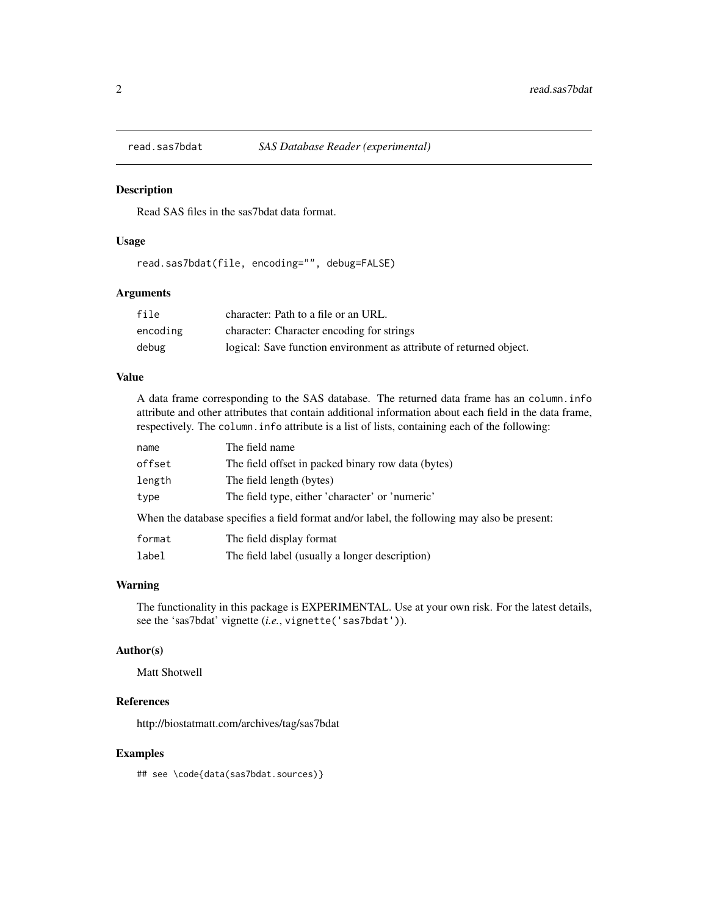# read.sas7bdat — *SAS Database Reader (experimental)*

## Description

Read SAS files in the sas7bdat data format.

## Usage

```
read.sas7bdat(file, encoding="", debug=FALSE)
```

## Arguments

| | |
|---|---|
| `file` | character: Path to a file or an URL. |
| `encoding` | character: Character encoding for strings |
| `debug` | logical: Save function environment as attribute of returned object. |

## Value

A data frame corresponding to the SAS database. The returned data frame has an `column.info` attribute and other attributes that contain additional information about each field in the data frame, respectively. The `column.info` attribute is a list of lists, containing each of the following:

| | |
|---|---|
| `name` | The field name |
| `offset` | The field offset in packed binary row data (bytes) |
| `length` | The field length (bytes) |
| `type` | The field type, either 'character' or 'numeric' |

When the database specifies a field format and/or label, the following may also be present:

| | |
|---|---|
| `format` | The field display format |
| `label` | The field label (usually a longer description) |

## Warning

The functionality in this package is EXPERIMENTAL. Use at your own risk. For the latest details, see the 'sas7bdat' vignette (*i.e.*, `vignette('sas7bdat')`).

## Author(s)

Matt Shotwell

## References

http://biostatmatt.com/archives/tag/sas7bdat

## Examples

```
## see \code{data(sas7bdat.sources)}
```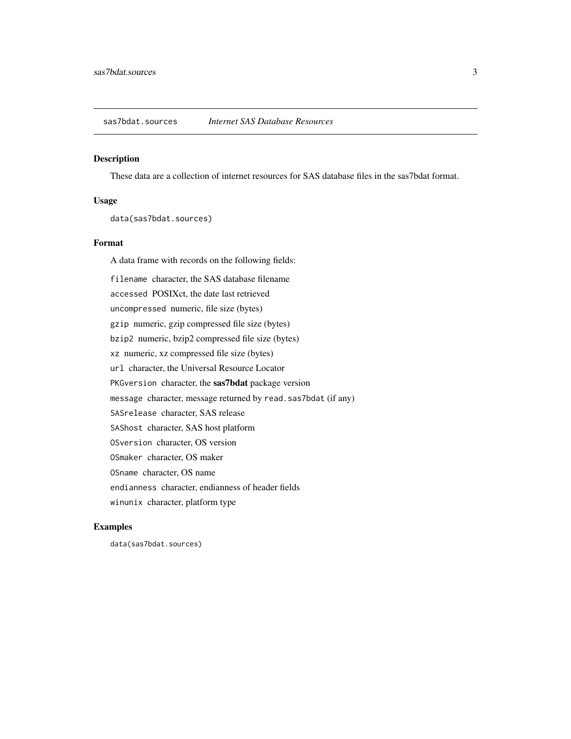## sas7bdat.sources *Internet SAS Database Resources*

### Description

These data are a collection of internet resources for SAS database files in the sas7bdat format.

### Usage

```
data(sas7bdat.sources)
```

### Format

A data frame with records on the following fields:

`filename` character, the SAS database filename

`accessed` POSIXct, the date last retrieved

`uncompressed` numeric, file size (bytes)

`gzip` numeric, gzip compressed file size (bytes)

`bzip2` numeric, bzip2 compressed file size (bytes)

`xz` numeric, xz compressed file size (bytes)

`url` character, the Universal Resource Locator

`PKGversion` character, the **sas7bdat** package version

`message` character, message returned by `read.sas7bdat` (if any)

`SASrelease` character, SAS release

`SAShost` character, SAS host platform

`OSversion` character, OS version

`OSmaker` character, OS maker

`OSname` character, OS name

`endianness` character, endianness of header fields

`winunix` character, platform type

### Examples

```
data(sas7bdat.sources)
```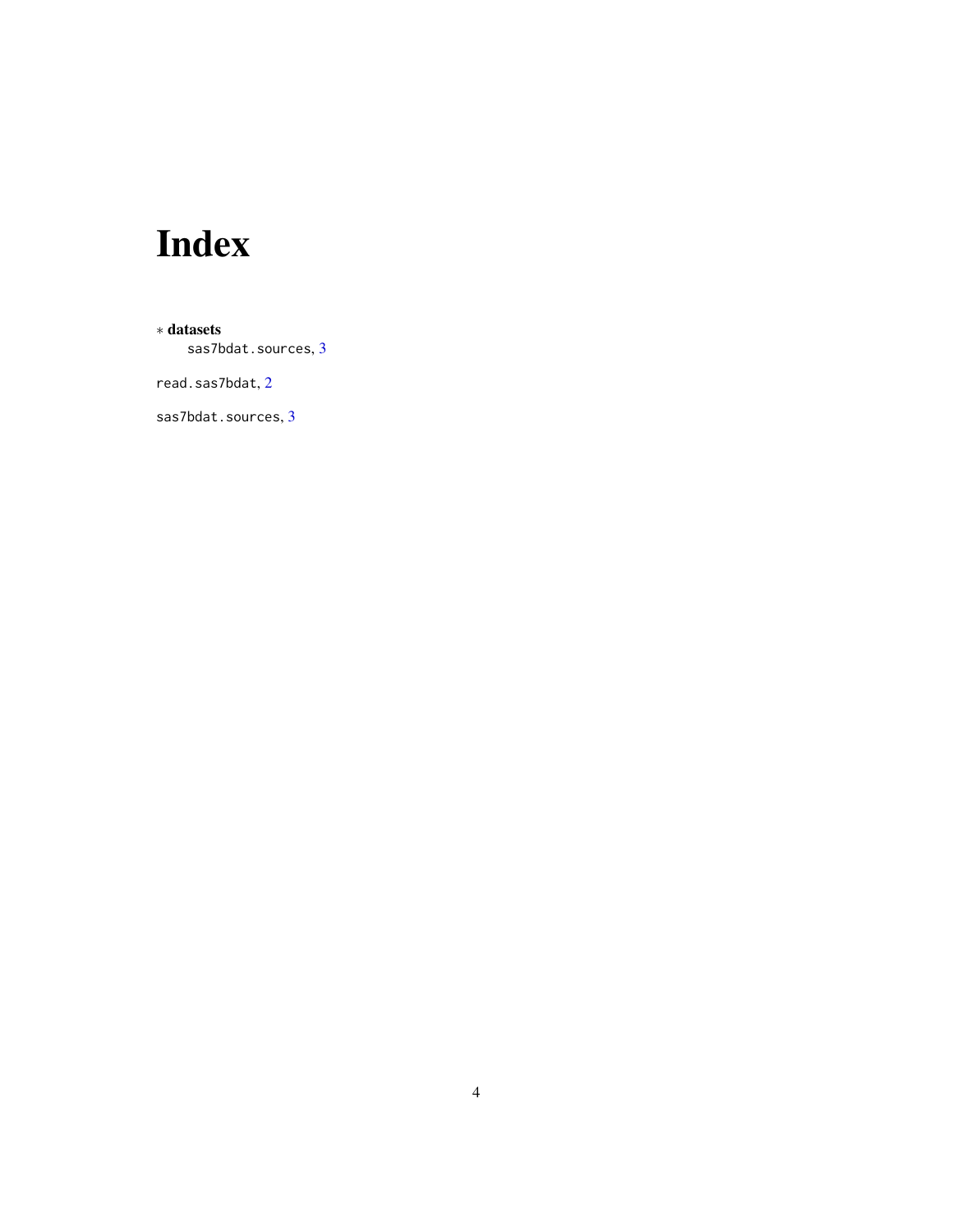# Index

∗ **datasets**
    sas7bdat.sources, 3

read.sas7bdat, 2

sas7bdat.sources, 3